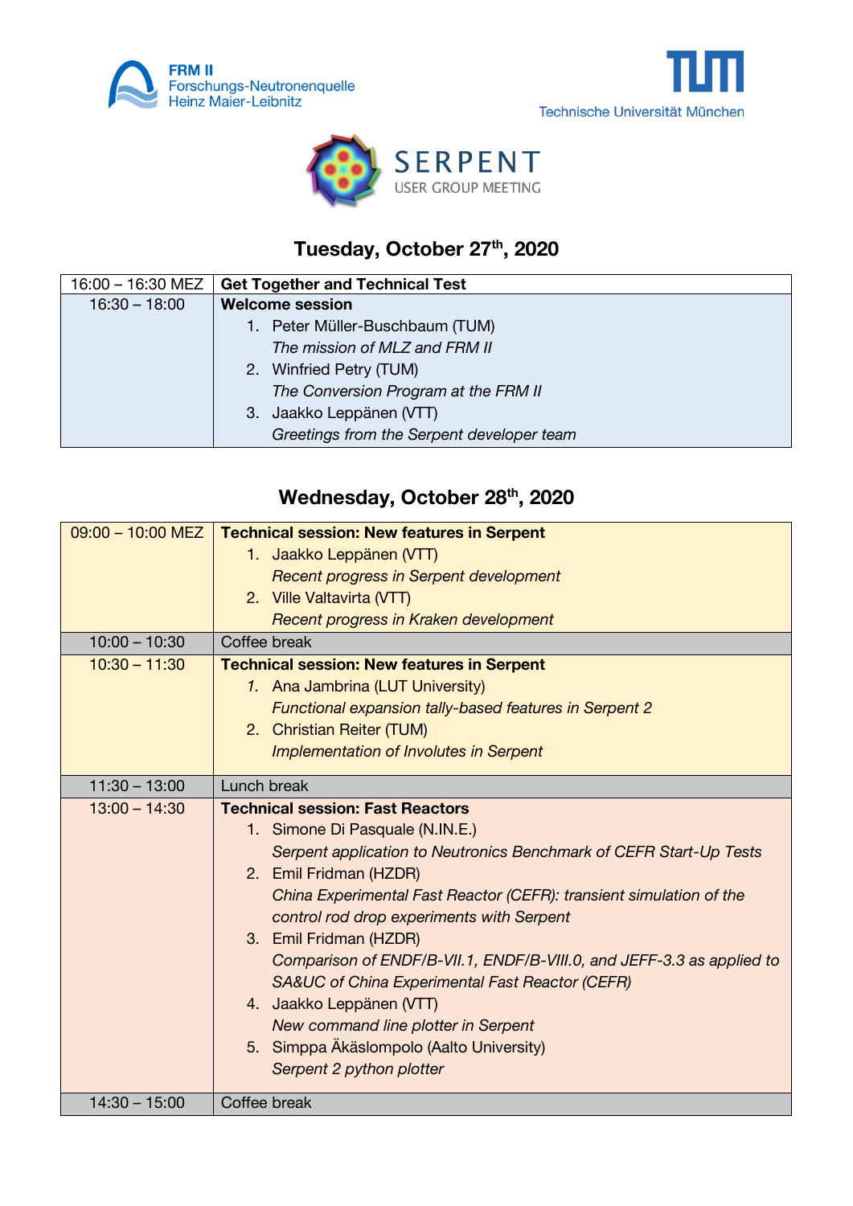FRM II
Forschungs-Neutronenquelle
Heinz Maier-Leibnitz

Technische Universität München

SERPENT
USER GROUP MEETING

## Tuesday, October 27th, 2020

| 16:00 – 16:30 MEZ | **Get Together and Technical Test** |
|---|---|
| 16:30 – 18:00 | **Welcome session**<br>1. Peter Müller-Buschbaum (TUM)<br>*The mission of MLZ and FRM II*<br>2. Winfried Petry (TUM)<br>*The Conversion Program at the FRM II*<br>3. Jaakko Leppänen (VTT)<br>*Greetings from the Serpent developer team* |

## Wednesday, October 28th, 2020

| 09:00 – 10:00 MEZ | **Technical session: New features in Serpent**<br>1. Jaakko Leppänen (VTT)<br>*Recent progress in Serpent development*<br>2. Ville Valtavirta (VTT)<br>*Recent progress in Kraken development* |
|---|---|
| 10:00 – 10:30 | Coffee break |
| 10:30 – 11:30 | **Technical session: New features in Serpent**<br>1. Ana Jambrina (LUT University)<br>*Functional expansion tally-based features in Serpent 2*<br>2. Christian Reiter (TUM)<br>*Implementation of Involutes in Serpent* |
| 11:30 – 13:00 | Lunch break |
| 13:00 – 14:30 | **Technical session: Fast Reactors**<br>1. Simone Di Pasquale (N.IN.E.)<br>*Serpent application to Neutronics Benchmark of CEFR Start-Up Tests*<br>2. Emil Fridman (HZDR)<br>*China Experimental Fast Reactor (CEFR): transient simulation of the control rod drop experiments with Serpent*<br>3. Emil Fridman (HZDR)<br>*Comparison of ENDF/B-VII.1, ENDF/B-VIII.0, and JEFF-3.3 as applied to SA&UC of China Experimental Fast Reactor (CEFR)*<br>4. Jaakko Leppänen (VTT)<br>*New command line plotter in Serpent*<br>5. Simppa Äkäslompolo (Aalto University)<br>*Serpent 2 python plotter* |
| 14:30 – 15:00 | Coffee break |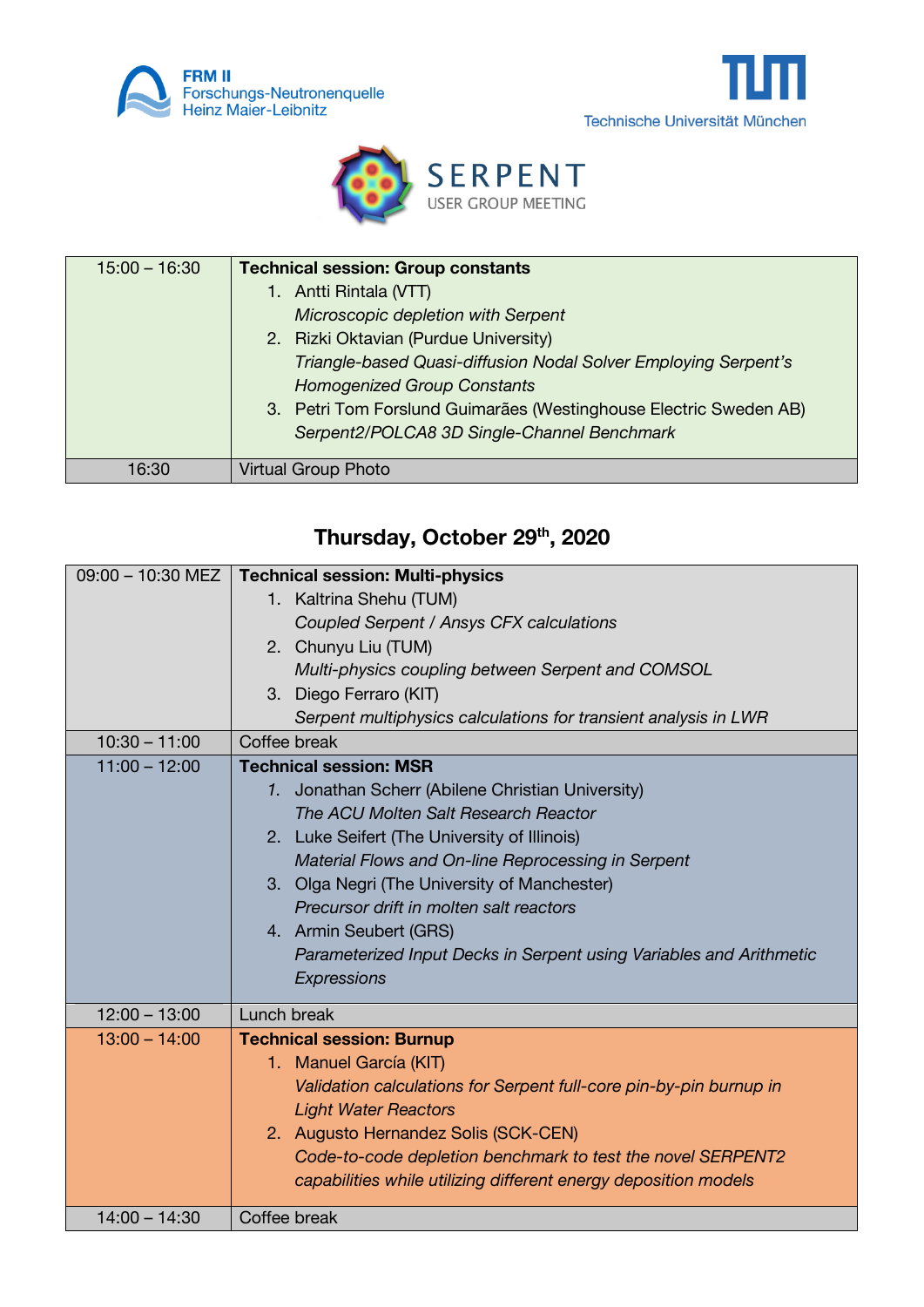FRM II
Forschungs-Neutronenquelle
Heinz Maier-Leibnitz

Technische Universität München

SERPENT
USER GROUP MEETING

| | |
|---|---|
| 15:00 – 16:30 | **Technical session: Group constants**<br>1. Antti Rintala (VTT)<br>*Microscopic depletion with Serpent*<br>2. Rizki Oktavian (Purdue University)<br>*Triangle-based Quasi-diffusion Nodal Solver Employing Serpent's Homogenized Group Constants*<br>3. Petri Tom Forslund Guimarães (Westinghouse Electric Sweden AB)<br>*Serpent2/POLCA8 3D Single-Channel Benchmark* |
| 16:30 | Virtual Group Photo |

## Thursday, October 29th, 2020

| | |
|---|---|
| 09:00 – 10:30 MEZ | **Technical session: Multi-physics**<br>1. Kaltrina Shehu (TUM)<br>*Coupled Serpent / Ansys CFX calculations*<br>2. Chunyu Liu (TUM)<br>*Multi-physics coupling between Serpent and COMSOL*<br>3. Diego Ferraro (KIT)<br>*Serpent multiphysics calculations for transient analysis in LWR* |
| 10:30 – 11:00 | Coffee break |
| 11:00 – 12:00 | **Technical session: MSR**<br>1. Jonathan Scherr (Abilene Christian University)<br>*The ACU Molten Salt Research Reactor*<br>2. Luke Seifert (The University of Illinois)<br>*Material Flows and On-line Reprocessing in Serpent*<br>3. Olga Negri (The University of Manchester)<br>*Precursor drift in molten salt reactors*<br>4. Armin Seubert (GRS)<br>*Parameterized Input Decks in Serpent using Variables and Arithmetic Expressions* |
| 12:00 – 13:00 | Lunch break |
| 13:00 – 14:00 | **Technical session: Burnup**<br>1. Manuel García (KIT)<br>*Validation calculations for Serpent full-core pin-by-pin burnup in Light Water Reactors*<br>2. Augusto Hernandez Solis (SCK-CEN)<br>*Code-to-code depletion benchmark to test the novel SERPENT2 capabilities while utilizing different energy deposition models* |
| 14:00 – 14:30 | Coffee break |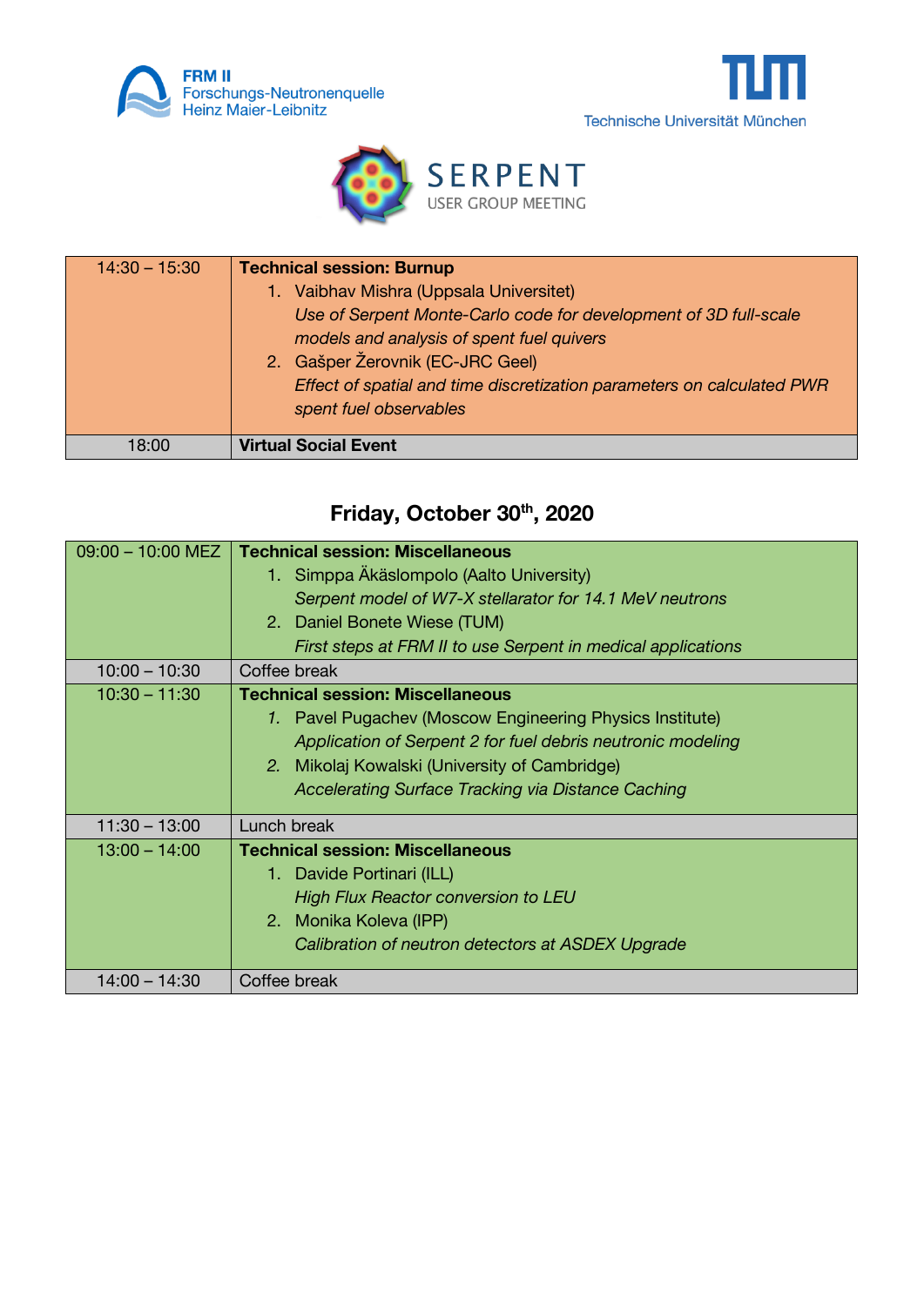| 14:30 – 15:30 | **Technical session: Burnup**<br>1. Vaibhav Mishra (Uppsala Universitet)<br>*Use of Serpent Monte-Carlo code for development of 3D full-scale models and analysis of spent fuel quivers*<br>2. Gašper Žerovnik (EC-JRC Geel)<br>*Effect of spatial and time discretization parameters on calculated PWR spent fuel observables* |
|---|---|
| 18:00 | **Virtual Social Event** |

## Friday, October 30th, 2020

| 09:00 – 10:00 MEZ | **Technical session: Miscellaneous**<br>1. Simppa Äkäslompolo (Aalto University)<br>*Serpent model of W7-X stellarator for 14.1 MeV neutrons*<br>2. Daniel Bonete Wiese (TUM)<br>*First steps at FRM II to use Serpent in medical applications* |
|---|---|
| 10:00 – 10:30 | Coffee break |
| 10:30 – 11:30 | **Technical session: Miscellaneous**<br>1. Pavel Pugachev (Moscow Engineering Physics Institute)<br>*Application of Serpent 2 for fuel debris neutronic modeling*<br>2. Mikolaj Kowalski (University of Cambridge)<br>*Accelerating Surface Tracking via Distance Caching* |
| 11:30 – 13:00 | Lunch break |
| 13:00 – 14:00 | **Technical session: Miscellaneous**<br>1. Davide Portinari (ILL)<br>*High Flux Reactor conversion to LEU*<br>2. Monika Koleva (IPP)<br>*Calibration of neutron detectors at ASDEX Upgrade* |
| 14:00 – 14:30 | Coffee break |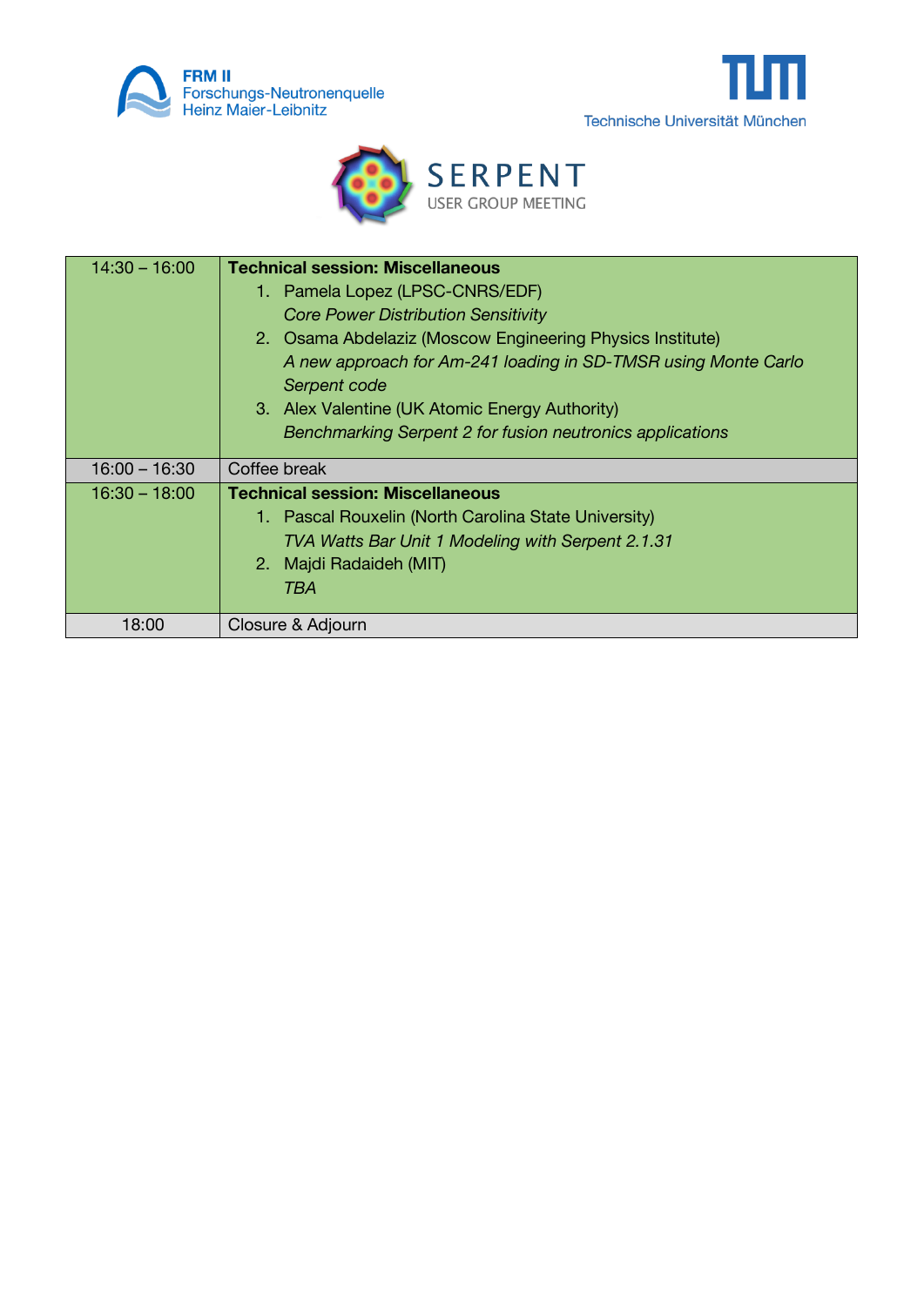FRM II
Forschungs-Neutronenquelle
Heinz Maier-Leibnitz

Technische Universität München

SERPENT
USER GROUP MEETING

| | |
|---|---|
| 14:30 – 16:00 | **Technical session: Miscellaneous**<br>1. Pamela Lopez (LPSC-CNRS/EDF)<br>*Core Power Distribution Sensitivity*<br>2. Osama Abdelaziz (Moscow Engineering Physics Institute)<br>*A new approach for Am-241 loading in SD-TMSR using Monte Carlo Serpent code*<br>3. Alex Valentine (UK Atomic Energy Authority)<br>*Benchmarking Serpent 2 for fusion neutronics applications* |
| 16:00 – 16:30 | Coffee break |
| 16:30 – 18:00 | **Technical session: Miscellaneous**<br>1. Pascal Rouxelin (North Carolina State University)<br>*TVA Watts Bar Unit 1 Modeling with Serpent 2.1.31*<br>2. Majdi Radaideh (MIT)<br>*TBA* |
| 18:00 | Closure & Adjourn |